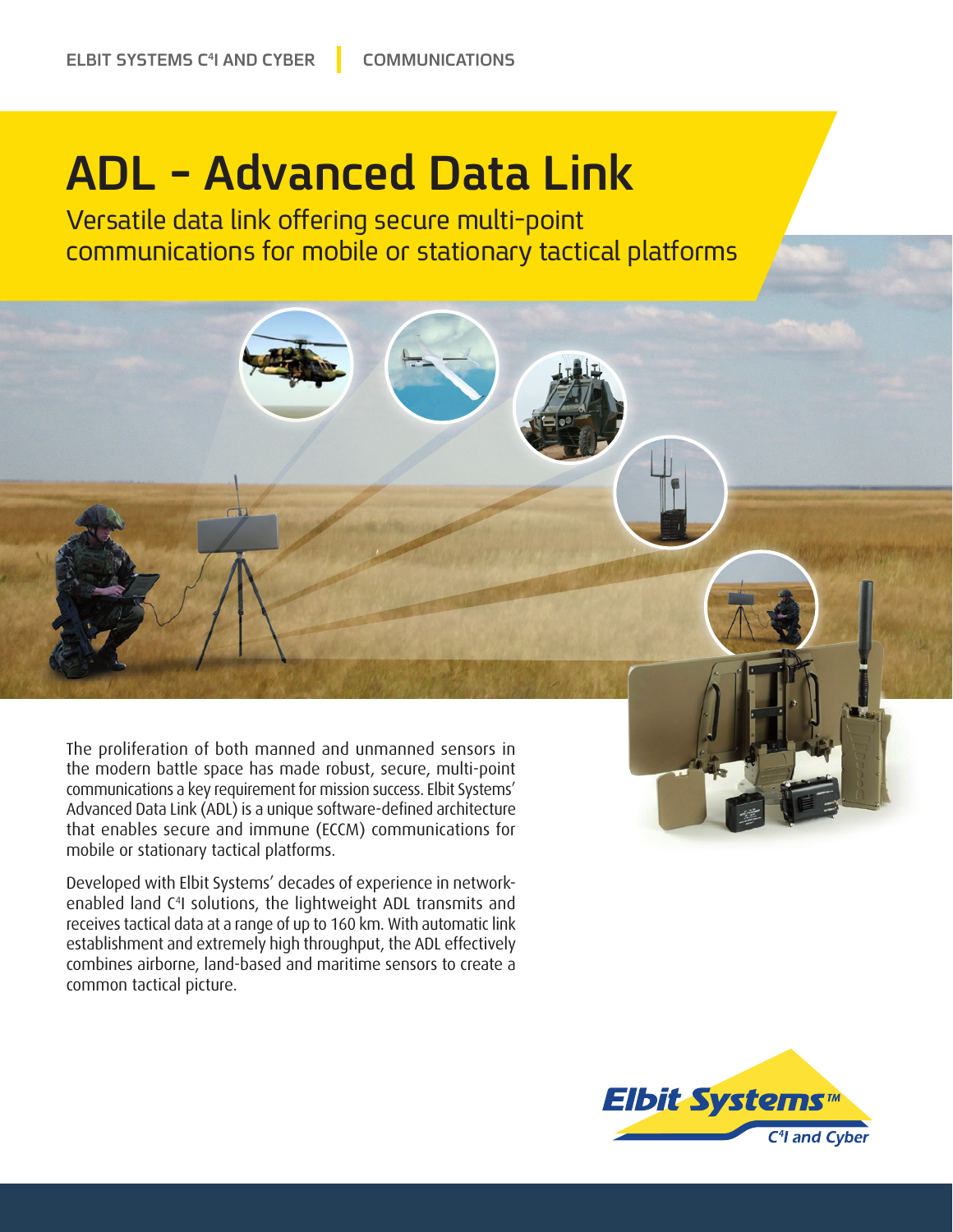ELBIT SYSTEMS C4I AND CYBER | COMMUNICATIONS

# ADL - Advanced Data Link

## Versatile data link offering secure multi-point communications for mobile or stationary tactical platforms

The proliferation of both manned and unmanned sensors in the modern battle space has made robust, secure, multi-point communications a key requirement for mission success. Elbit Systems' Advanced Data Link (ADL) is a unique software-defined architecture that enables secure and immune (ECCM) communications for mobile or stationary tactical platforms.

Developed with Elbit Systems' decades of experience in network-enabled land C4I solutions, the lightweight ADL transmits and receives tactical data at a range of up to 160 km. With automatic link establishment and extremely high throughput, the ADL effectively combines airborne, land-based and maritime sensors to create a common tactical picture.

Elbit Systems™ C4I and Cyber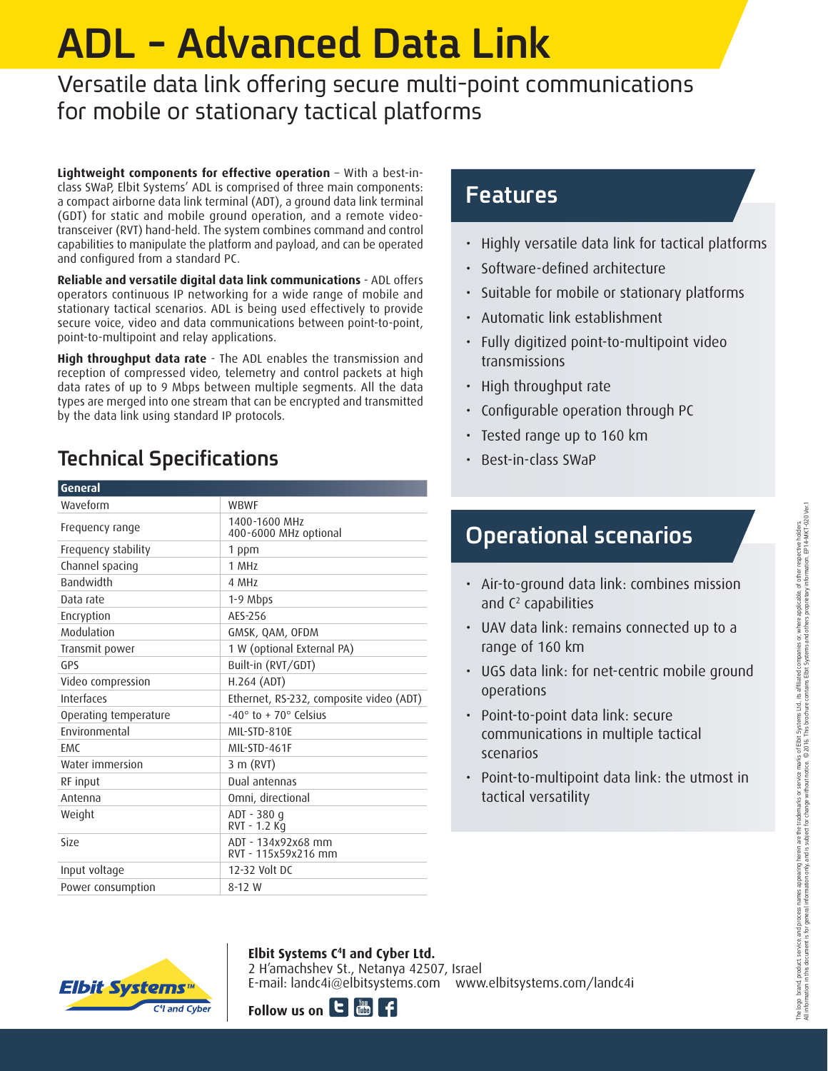# ADL - Advanced Data Link

## Versatile data link offering secure multi-point communications for mobile or stationary tactical platforms

**Lightweight components for effective operation** – With a best-in-class SWaP, Elbit Systems' ADL is comprised of three main components: a compact airborne data link terminal (ADT), a ground data link terminal (GDT) for static and mobile ground operation, and a remote video-transceiver (RVT) hand-held. The system combines command and control capabilities to manipulate the platform and payload, and can be operated and configured from a standard PC.

**Reliable and versatile digital data link communications** - ADL offers operators continuous IP networking for a wide range of mobile and stationary tactical scenarios. ADL is being used effectively to provide secure voice, video and data communications between point-to-point, point-to-multipoint and relay applications.

**High throughput data rate** - The ADL enables the transmission and reception of compressed video, telemetry and control packets at high data rates of up to 9 Mbps between multiple segments. All the data types are merged into one stream that can be encrypted and transmitted by the data link using standard IP protocols.

## Technical Specifications

| General | |
|---|---|
| Waveform | WBWF |
| Frequency range | 1400-1600 MHz<br>400-6000 MHz optional |
| Frequency stability | 1 ppm |
| Channel spacing | 1 MHz |
| Bandwidth | 4 MHz |
| Data rate | 1-9 Mbps |
| Encryption | AES-256 |
| Modulation | GMSK, QAM, OFDM |
| Transmit power | 1 W (optional External PA) |
| GPS | Built-in (RVT/GDT) |
| Video compression | H.264 (ADT) |
| Interfaces | Ethernet, RS-232, composite video (ADT) |
| Operating temperature | -40° to + 70° Celsius |
| Environmental | MIL-STD-810E |
| EMC | MIL-STD-461F |
| Water immersion | 3 m (RVT) |
| RF input | Dual antennas |
| Antenna | Omni, directional |
| Weight | ADT - 380 g<br>RVT - 1.2 Kg |
| Size | ADT - 134x92x68 mm<br>RVT - 115x59x216 mm |
| Input voltage | 12-32 Volt DC |
| Power consumption | 8-12 W |

## Features

- Highly versatile data link for tactical platforms
- Software-defined architecture
- Suitable for mobile or stationary platforms
- Automatic link establishment
- Fully digitized point-to-multipoint video transmissions
- High throughput rate
- Configurable operation through PC
- Tested range up to 160 km
- Best-in-class SWaP

## Operational scenarios

- Air-to-ground data link: combines mission and C² capabilities
- UAV data link: remains connected up to a range of 160 km
- UGS data link: for net-centric mobile ground operations
- Point-to-point data link: secure communications in multiple tactical scenarios
- Point-to-multipoint data link: the utmost in tactical versatility

Elbit Systems™ C⁴I and Cyber

**Elbit Systems C⁴I and Cyber Ltd.**
2 H'amachshev St., Netanya 42507, Israel
E-mail: landc4i@elbitsystems.com www.elbitsystems.com/landc4i

**Follow us on**

The logo, brand, product, service and process names appearing herein are the trademarks or service marks of Elbit Systems Ltd., its affiliated companies or, where applicable, of other respective holders. All information in this document is for general information only and is subject for change without notice. © 2016. This brochure contains Elbit Systems and others proprietary information. EP14-MKT-020 Ver.1